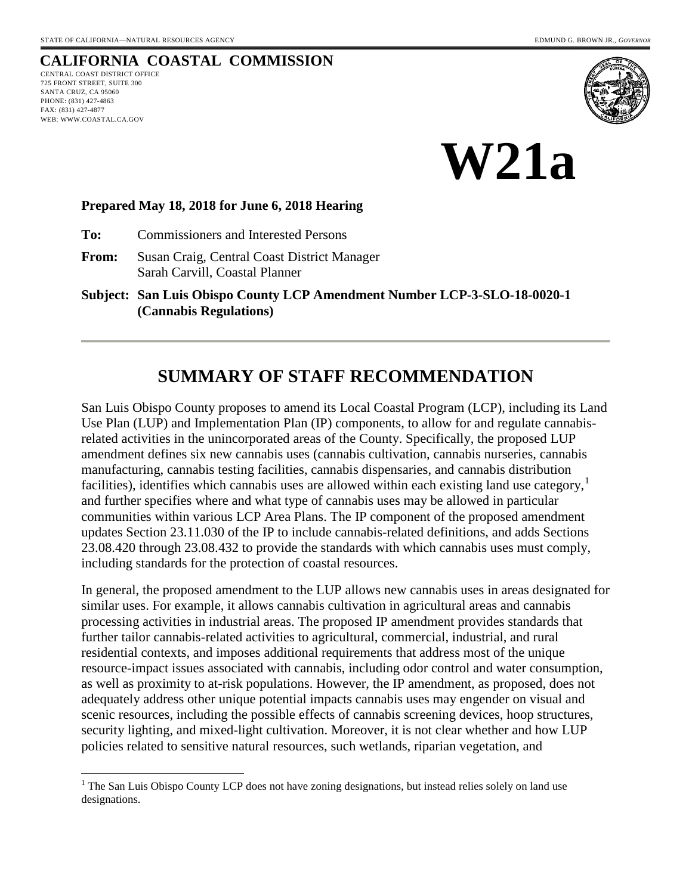STATE OF CALIFORNIA—NATURAL RESOURCES AGENCY EDMUND G. BROWN JR., *GOVERNOR*

**CALIFORNIA COASTAL COMMISSION**
CENTRAL COAST DISTRICT OFFICE
725 FRONT STREET, SUITE 300
SANTA CRUZ, CA 95060
PHONE: (831) 427-4863
FAX: (831) 427-4877
WEB: WWW.COASTAL.CA.GOV

# W21a

**Prepared May 18, 2018 for June 6, 2018 Hearing**

**To:** Commissioners and Interested Persons

**From:** Susan Craig, Central Coast District Manager
Sarah Carvill, Coastal Planner

**Subject: San Luis Obispo County LCP Amendment Number LCP-3-SLO-18-0020-1 (Cannabis Regulations)**

---

## SUMMARY OF STAFF RECOMMENDATION

San Luis Obispo County proposes to amend its Local Coastal Program (LCP), including its Land Use Plan (LUP) and Implementation Plan (IP) components, to allow for and regulate cannabis-related activities in the unincorporated areas of the County. Specifically, the proposed LUP amendment defines six new cannabis uses (cannabis cultivation, cannabis nurseries, cannabis manufacturing, cannabis testing facilities, cannabis dispensaries, and cannabis distribution facilities), identifies which cannabis uses are allowed within each existing land use category,[1] and further specifies where and what type of cannabis uses may be allowed in particular communities within various LCP Area Plans. The IP component of the proposed amendment updates Section 23.11.030 of the IP to include cannabis-related definitions, and adds Sections 23.08.420 through 23.08.432 to provide the standards with which cannabis uses must comply, including standards for the protection of coastal resources.

In general, the proposed amendment to the LUP allows new cannabis uses in areas designated for similar uses. For example, it allows cannabis cultivation in agricultural areas and cannabis processing activities in industrial areas. The proposed IP amendment provides standards that further tailor cannabis-related activities to agricultural, commercial, industrial, and rural residential contexts, and imposes additional requirements that address most of the unique resource-impact issues associated with cannabis, including odor control and water consumption, as well as proximity to at-risk populations. However, the IP amendment, as proposed, does not adequately address other unique potential impacts cannabis uses may engender on visual and scenic resources, including the possible effects of cannabis screening devices, hoop structures, security lighting, and mixed-light cultivation. Moreover, it is not clear whether and how LUP policies related to sensitive natural resources, such wetlands, riparian vegetation, and

---

[1] The San Luis Obispo County LCP does not have zoning designations, but instead relies solely on land use designations.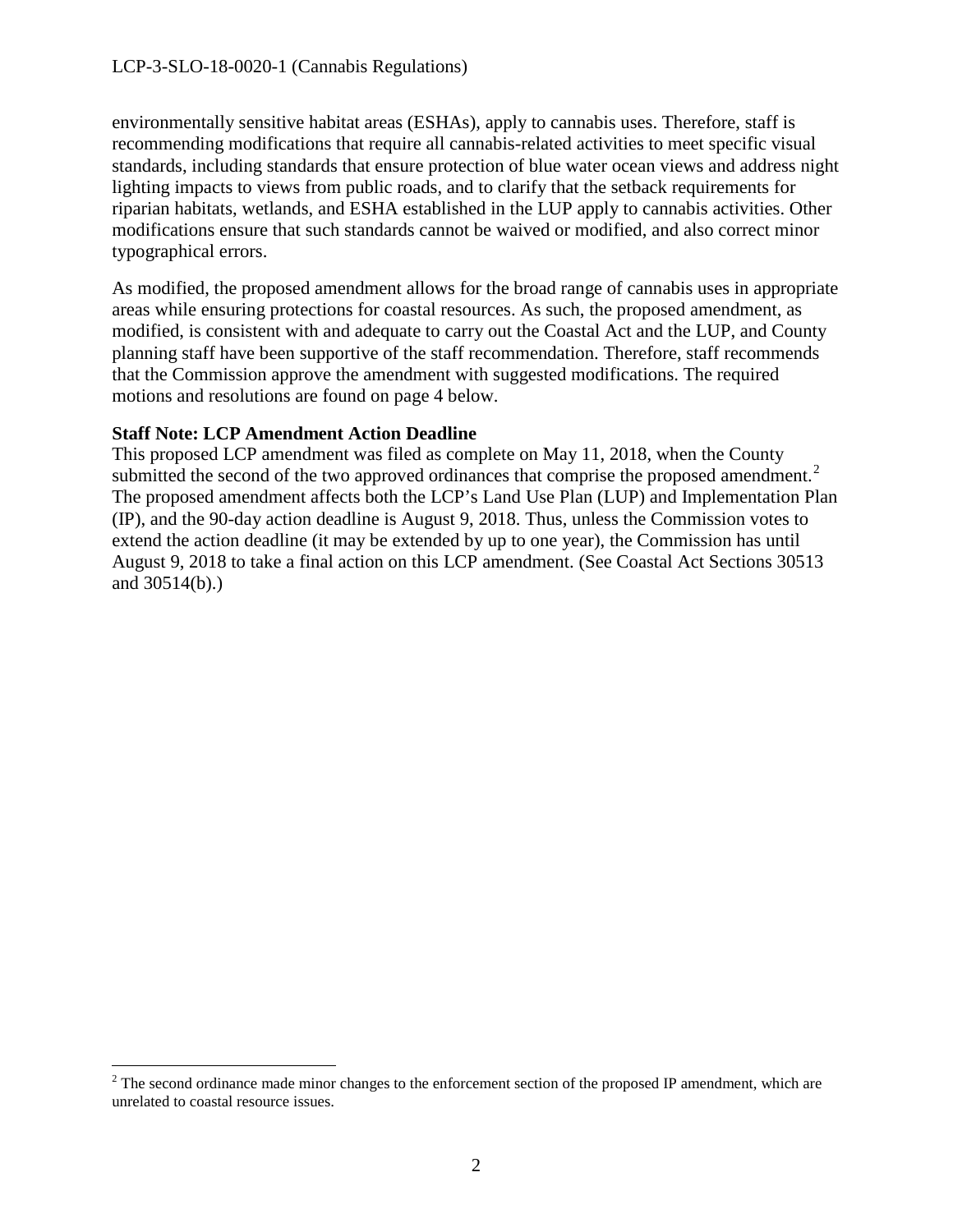environmentally sensitive habitat areas (ESHAs), apply to cannabis uses. Therefore, staff is recommending modifications that require all cannabis-related activities to meet specific visual standards, including standards that ensure protection of blue water ocean views and address night lighting impacts to views from public roads, and to clarify that the setback requirements for riparian habitats, wetlands, and ESHA established in the LUP apply to cannabis activities. Other modifications ensure that such standards cannot be waived or modified, and also correct minor typographical errors.

As modified, the proposed amendment allows for the broad range of cannabis uses in appropriate areas while ensuring protections for coastal resources. As such, the proposed amendment, as modified, is consistent with and adequate to carry out the Coastal Act and the LUP, and County planning staff have been supportive of the staff recommendation. Therefore, staff recommends that the Commission approve the amendment with suggested modifications. The required motions and resolutions are found on page 4 below.

**Staff Note: LCP Amendment Action Deadline**
This proposed LCP amendment was filed as complete on May 11, 2018, when the County submitted the second of the two approved ordinances that comprise the proposed amendment.[2] The proposed amendment affects both the LCP's Land Use Plan (LUP) and Implementation Plan (IP), and the 90-day action deadline is August 9, 2018. Thus, unless the Commission votes to extend the action deadline (it may be extended by up to one year), the Commission has until August 9, 2018 to take a final action on this LCP amendment. (See Coastal Act Sections 30513 and 30514(b).)

---

[2] The second ordinance made minor changes to the enforcement section of the proposed IP amendment, which are unrelated to coastal resource issues.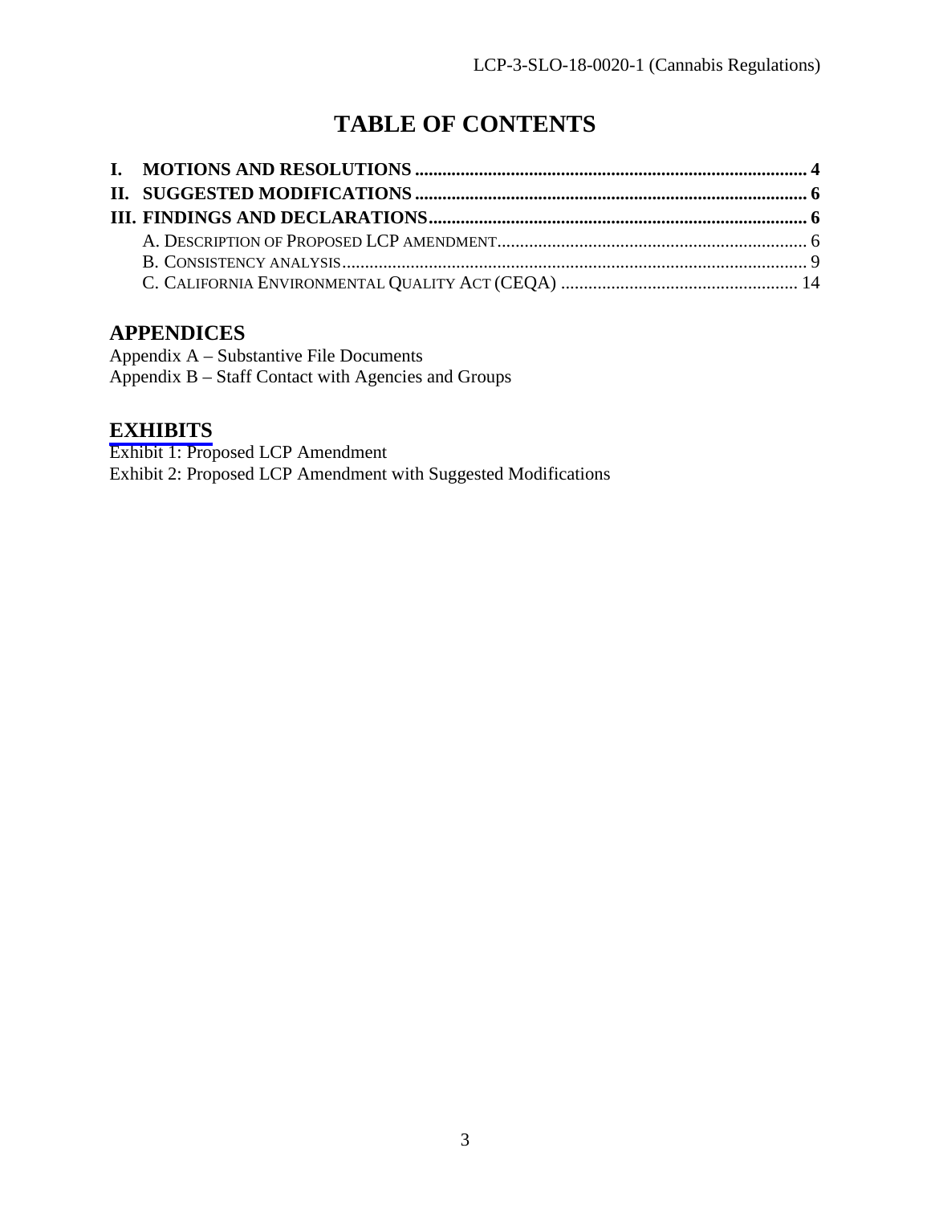# TABLE OF CONTENTS

**I. MOTIONS AND RESOLUTIONS ..................................................................................... 4**
**II. SUGGESTED MODIFICATIONS ..................................................................................... 6**
**III. FINDINGS AND DECLARATIONS................................................................................... 6**

A. DESCRIPTION OF PROPOSED LCP AMENDMENT.................................................................... 6
B. CONSISTENCY ANALYSIS...................................................................................................... 9
C. CALIFORNIA ENVIRONMENTAL QUALITY ACT (CEQA) .................................................... 14

## APPENDICES

Appendix A – Substantive File Documents
Appendix B – Staff Contact with Agencies and Groups

## EXHIBITS

Exhibit 1: Proposed LCP Amendment
Exhibit 2: Proposed LCP Amendment with Suggested Modifications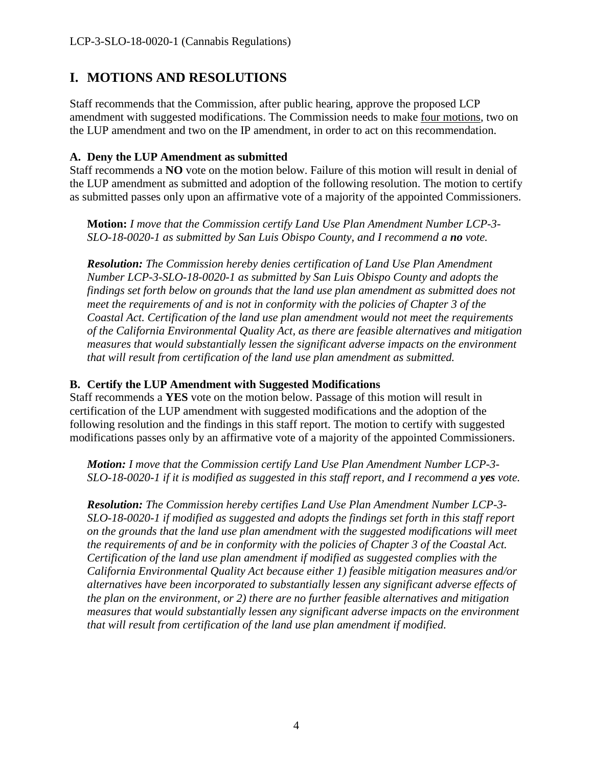# I. MOTIONS AND RESOLUTIONS

Staff recommends that the Commission, after public hearing, approve the proposed LCP amendment with suggested modifications. The Commission needs to make four motions, two on the LUP amendment and two on the IP amendment, in order to act on this recommendation.

### A. Deny the LUP Amendment as submitted

Staff recommends a **NO** vote on the motion below. Failure of this motion will result in denial of the LUP amendment as submitted and adoption of the following resolution. The motion to certify as submitted passes only upon an affirmative vote of a majority of the appointed Commissioners.

> **Motion:** *I move that the Commission certify Land Use Plan Amendment Number LCP-3-SLO-18-0020-1 as submitted by San Luis Obispo County, and I recommend a **no** vote.*
>
> ***Resolution:*** *The Commission hereby denies certification of Land Use Plan Amendment Number LCP-3-SLO-18-0020-1 as submitted by San Luis Obispo County and adopts the findings set forth below on grounds that the land use plan amendment as submitted does not meet the requirements of and is not in conformity with the policies of Chapter 3 of the Coastal Act. Certification of the land use plan amendment would not meet the requirements of the California Environmental Quality Act, as there are feasible alternatives and mitigation measures that would substantially lessen the significant adverse impacts on the environment that will result from certification of the land use plan amendment as submitted.*

### B. Certify the LUP Amendment with Suggested Modifications

Staff recommends a **YES** vote on the motion below. Passage of this motion will result in certification of the LUP amendment with suggested modifications and the adoption of the following resolution and the findings in this staff report. The motion to certify with suggested modifications passes only by an affirmative vote of a majority of the appointed Commissioners.

> ***Motion:*** *I move that the Commission certify Land Use Plan Amendment Number LCP-3-SLO-18-0020-1 if it is modified as suggested in this staff report, and I recommend a **yes** vote.*
>
> ***Resolution:*** *The Commission hereby certifies Land Use Plan Amendment Number LCP-3-SLO-18-0020-1 if modified as suggested and adopts the findings set forth in this staff report on the grounds that the land use plan amendment with the suggested modifications will meet the requirements of and be in conformity with the policies of Chapter 3 of the Coastal Act. Certification of the land use plan amendment if modified as suggested complies with the California Environmental Quality Act because either 1) feasible mitigation measures and/or alternatives have been incorporated to substantially lessen any significant adverse effects of the plan on the environment, or 2) there are no further feasible alternatives and mitigation measures that would substantially lessen any significant adverse impacts on the environment that will result from certification of the land use plan amendment if modified.*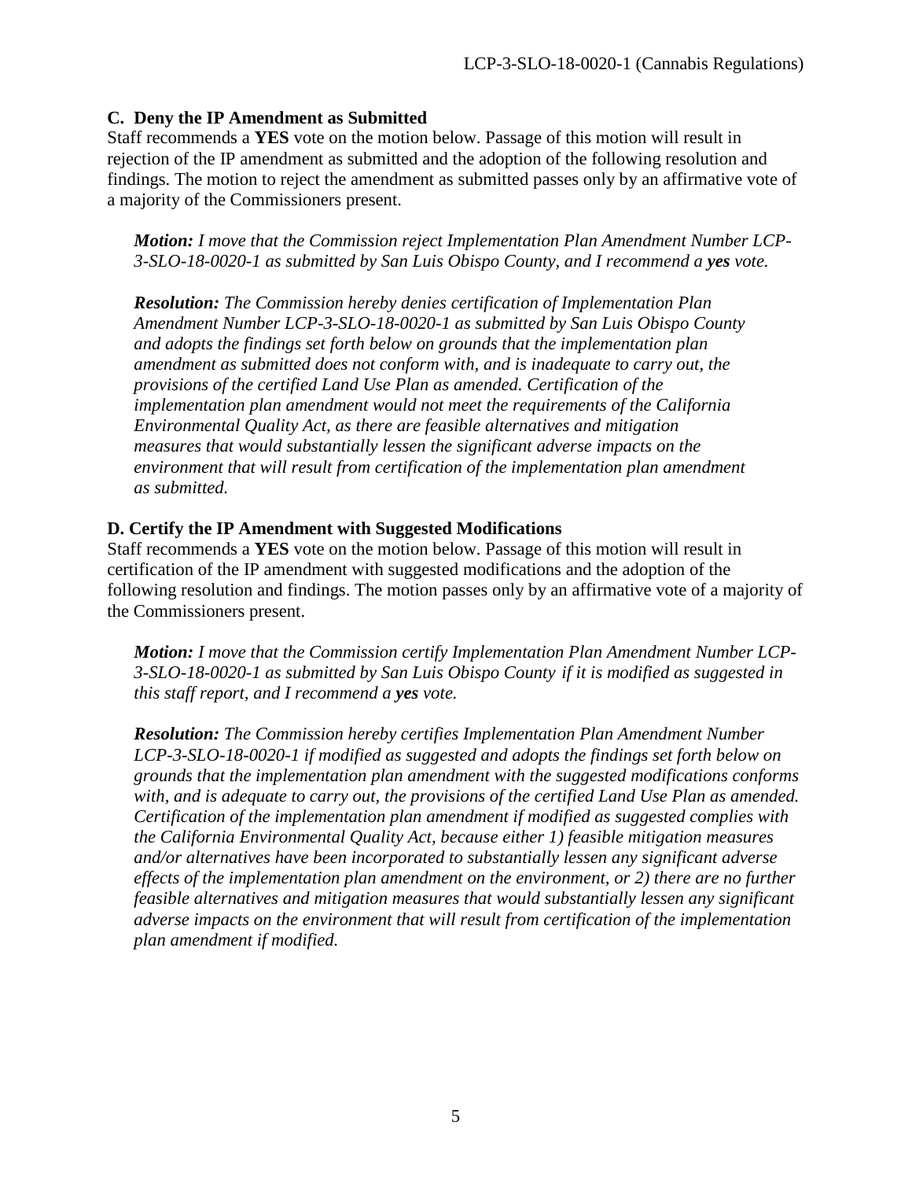### C. Deny the IP Amendment as Submitted

Staff recommends a **YES** vote on the motion below. Passage of this motion will result in rejection of the IP amendment as submitted and the adoption of the following resolution and findings. The motion to reject the amendment as submitted passes only by an affirmative vote of a majority of the Commissioners present.

> ***Motion:*** *I move that the Commission reject Implementation Plan Amendment Number LCP-3-SLO-18-0020-1 as submitted by San Luis Obispo County, and I recommend a* ***yes*** *vote.*

> ***Resolution:*** *The Commission hereby denies certification of Implementation Plan Amendment Number LCP-3-SLO-18-0020-1 as submitted by San Luis Obispo County and adopts the findings set forth below on grounds that the implementation plan amendment as submitted does not conform with, and is inadequate to carry out, the provisions of the certified Land Use Plan as amended. Certification of the implementation plan amendment would not meet the requirements of the California Environmental Quality Act, as there are feasible alternatives and mitigation measures that would substantially lessen the significant adverse impacts on the environment that will result from certification of the implementation plan amendment as submitted.*

### D. Certify the IP Amendment with Suggested Modifications

Staff recommends a **YES** vote on the motion below. Passage of this motion will result in certification of the IP amendment with suggested modifications and the adoption of the following resolution and findings. The motion passes only by an affirmative vote of a majority of the Commissioners present.

> ***Motion:*** *I move that the Commission certify Implementation Plan Amendment Number LCP-3-SLO-18-0020-1 as submitted by San Luis Obispo County if it is modified as suggested in this staff report, and I recommend a* ***yes*** *vote.*

> ***Resolution:*** *The Commission hereby certifies Implementation Plan Amendment Number LCP-3-SLO-18-0020-1 if modified as suggested and adopts the findings set forth below on grounds that the implementation plan amendment with the suggested modifications conforms with, and is adequate to carry out, the provisions of the certified Land Use Plan as amended. Certification of the implementation plan amendment if modified as suggested complies with the California Environmental Quality Act, because either 1) feasible mitigation measures and/or alternatives have been incorporated to substantially lessen any significant adverse effects of the implementation plan amendment on the environment, or 2) there are no further feasible alternatives and mitigation measures that would substantially lessen any significant adverse impacts on the environment that will result from certification of the implementation plan amendment if modified.*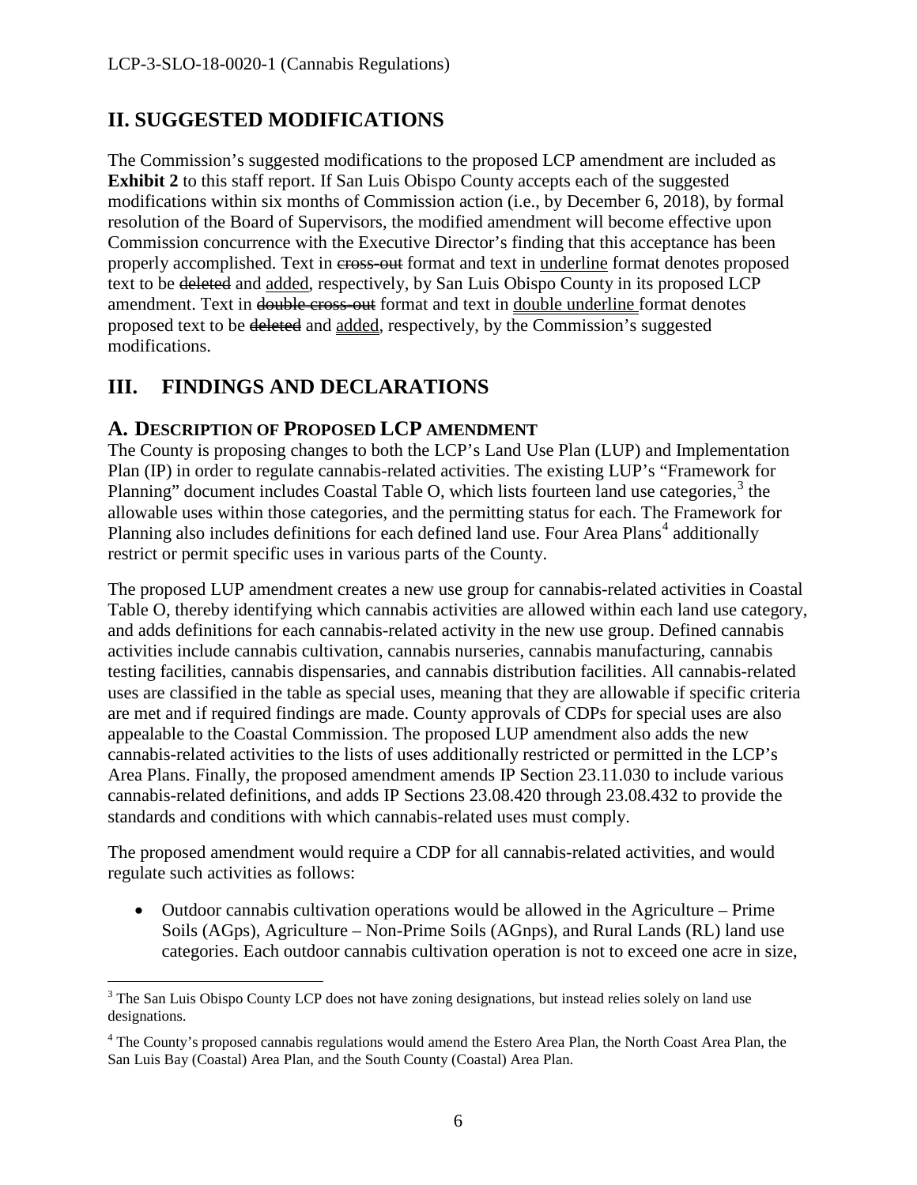## II. SUGGESTED MODIFICATIONS

The Commission's suggested modifications to the proposed LCP amendment are included as **Exhibit 2** to this staff report. If San Luis Obispo County accepts each of the suggested modifications within six months of Commission action (i.e., by December 6, 2018), by formal resolution of the Board of Supervisors, the modified amendment will become effective upon Commission concurrence with the Executive Director's finding that this acceptance has been properly accomplished. Text in ~~cross-out~~ format and text in <u>underline</u> format denotes proposed text to be ~~deleted~~ and <u>added</u>, respectively, by San Luis Obispo County in its proposed LCP amendment. Text in ~~double cross-out~~ format and text in <u>double underline</u> format denotes proposed text to be ~~deleted~~ and <u>added</u>, respectively, by the Commission's suggested modifications.

## III. FINDINGS AND DECLARATIONS

### A. DESCRIPTION OF PROPOSED LCP AMENDMENT

The County is proposing changes to both the LCP's Land Use Plan (LUP) and Implementation Plan (IP) in order to regulate cannabis-related activities. The existing LUP's "Framework for Planning" document includes Coastal Table O, which lists fourteen land use categories,[3] the allowable uses within those categories, and the permitting status for each. The Framework for Planning also includes definitions for each defined land use. Four Area Plans[4] additionally restrict or permit specific uses in various parts of the County.

The proposed LUP amendment creates a new use group for cannabis-related activities in Coastal Table O, thereby identifying which cannabis activities are allowed within each land use category, and adds definitions for each cannabis-related activity in the new use group. Defined cannabis activities include cannabis cultivation, cannabis nurseries, cannabis manufacturing, cannabis testing facilities, cannabis dispensaries, and cannabis distribution facilities. All cannabis-related uses are classified in the table as special uses, meaning that they are allowable if specific criteria are met and if required findings are made. County approvals of CDPs for special uses are also appealable to the Coastal Commission. The proposed LUP amendment also adds the new cannabis-related activities to the lists of uses additionally restricted or permitted in the LCP's Area Plans. Finally, the proposed amendment amends IP Section 23.11.030 to include various cannabis-related definitions, and adds IP Sections 23.08.420 through 23.08.432 to provide the standards and conditions with which cannabis-related uses must comply.

The proposed amendment would require a CDP for all cannabis-related activities, and would regulate such activities as follows:

- Outdoor cannabis cultivation operations would be allowed in the Agriculture – Prime Soils (AGps), Agriculture – Non-Prime Soils (AGnps), and Rural Lands (RL) land use categories. Each outdoor cannabis cultivation operation is not to exceed one acre in size,

[3] The San Luis Obispo County LCP does not have zoning designations, but instead relies solely on land use designations.

[4] The County's proposed cannabis regulations would amend the Estero Area Plan, the North Coast Area Plan, the San Luis Bay (Coastal) Area Plan, and the South County (Coastal) Area Plan.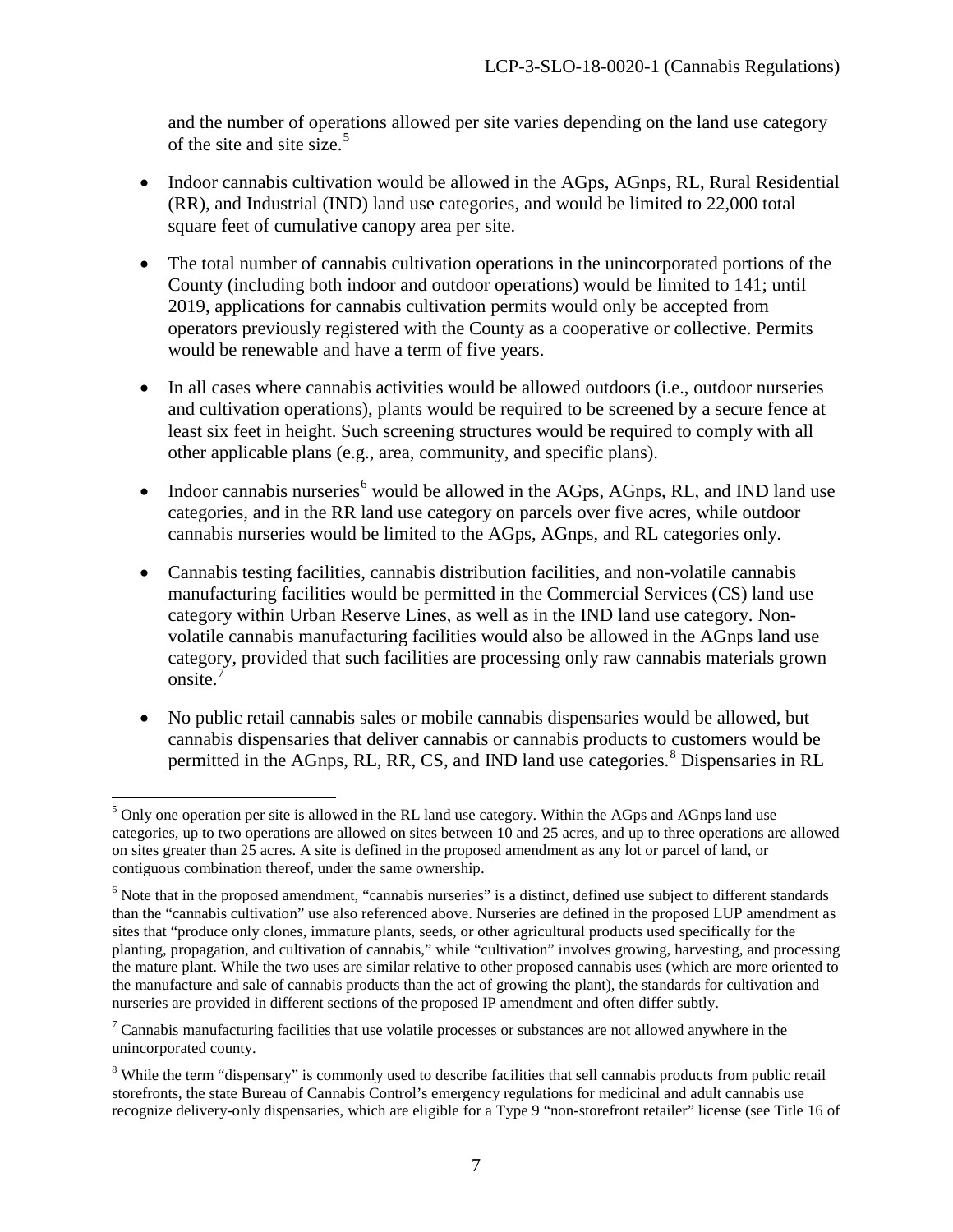and the number of operations allowed per site varies depending on the land use category of the site and site size.[5]

- Indoor cannabis cultivation would be allowed in the AGps, AGnps, RL, Rural Residential (RR), and Industrial (IND) land use categories, and would be limited to 22,000 total square feet of cumulative canopy area per site.

- The total number of cannabis cultivation operations in the unincorporated portions of the County (including both indoor and outdoor operations) would be limited to 141; until 2019, applications for cannabis cultivation permits would only be accepted from operators previously registered with the County as a cooperative or collective. Permits would be renewable and have a term of five years.

- In all cases where cannabis activities would be allowed outdoors (i.e., outdoor nurseries and cultivation operations), plants would be required to be screened by a secure fence at least six feet in height. Such screening structures would be required to comply with all other applicable plans (e.g., area, community, and specific plans).

- Indoor cannabis nurseries[6] would be allowed in the AGps, AGnps, RL, and IND land use categories, and in the RR land use category on parcels over five acres, while outdoor cannabis nurseries would be limited to the AGps, AGnps, and RL categories only.

- Cannabis testing facilities, cannabis distribution facilities, and non-volatile cannabis manufacturing facilities would be permitted in the Commercial Services (CS) land use category within Urban Reserve Lines, as well as in the IND land use category. Non-volatile cannabis manufacturing facilities would also be allowed in the AGnps land use category, provided that such facilities are processing only raw cannabis materials grown onsite.[7]

- No public retail cannabis sales or mobile cannabis dispensaries would be allowed, but cannabis dispensaries that deliver cannabis or cannabis products to customers would be permitted in the AGnps, RL, RR, CS, and IND land use categories.[8] Dispensaries in RL

---

[5] Only one operation per site is allowed in the RL land use category. Within the AGps and AGnps land use categories, up to two operations are allowed on sites between 10 and 25 acres, and up to three operations are allowed on sites greater than 25 acres. A site is defined in the proposed amendment as any lot or parcel of land, or contiguous combination thereof, under the same ownership.

[6] Note that in the proposed amendment, "cannabis nurseries" is a distinct, defined use subject to different standards than the "cannabis cultivation" use also referenced above. Nurseries are defined in the proposed LUP amendment as sites that "produce only clones, immature plants, seeds, or other agricultural products used specifically for the planting, propagation, and cultivation of cannabis," while "cultivation" involves growing, harvesting, and processing the mature plant. While the two uses are similar relative to other proposed cannabis uses (which are more oriented to the manufacture and sale of cannabis products than the act of growing the plant), the standards for cultivation and nurseries are provided in different sections of the proposed IP amendment and often differ subtly.

[7] Cannabis manufacturing facilities that use volatile processes or substances are not allowed anywhere in the unincorporated county.

[8] While the term "dispensary" is commonly used to describe facilities that sell cannabis products from public retail storefronts, the state Bureau of Cannabis Control's emergency regulations for medicinal and adult cannabis use recognize delivery-only dispensaries, which are eligible for a Type 9 "non-storefront retailer" license (see Title 16 of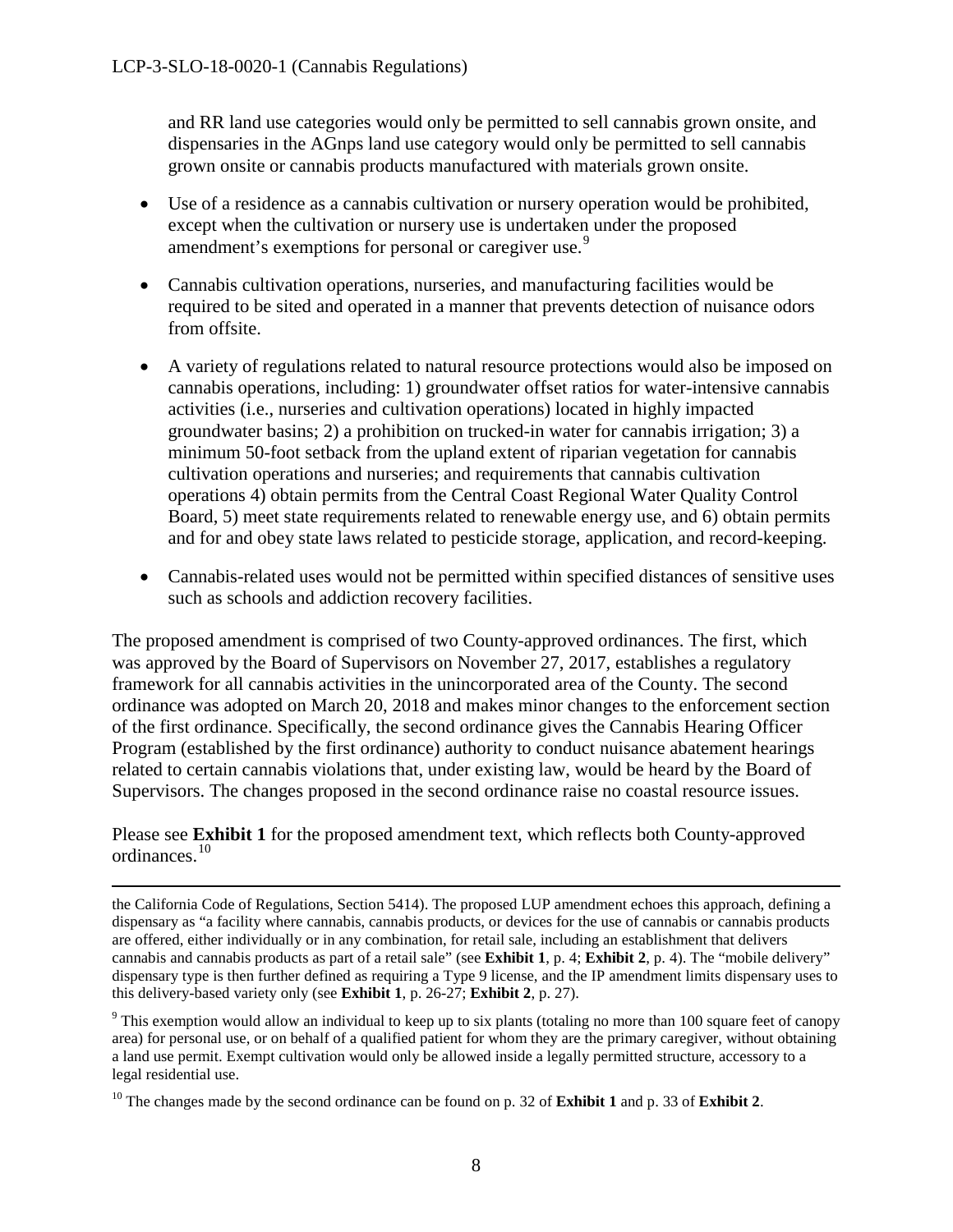and RR land use categories would only be permitted to sell cannabis grown onsite, and dispensaries in the AGnps land use category would only be permitted to sell cannabis grown onsite or cannabis products manufactured with materials grown onsite.

- Use of a residence as a cannabis cultivation or nursery operation would be prohibited, except when the cultivation or nursery use is undertaken under the proposed amendment's exemptions for personal or caregiver use.[9]
- Cannabis cultivation operations, nurseries, and manufacturing facilities would be required to be sited and operated in a manner that prevents detection of nuisance odors from offsite.
- A variety of regulations related to natural resource protections would also be imposed on cannabis operations, including: 1) groundwater offset ratios for water-intensive cannabis activities (i.e., nurseries and cultivation operations) located in highly impacted groundwater basins; 2) a prohibition on trucked-in water for cannabis irrigation; 3) a minimum 50-foot setback from the upland extent of riparian vegetation for cannabis cultivation operations and nurseries; and requirements that cannabis cultivation operations 4) obtain permits from the Central Coast Regional Water Quality Control Board, 5) meet state requirements related to renewable energy use, and 6) obtain permits and for and obey state laws related to pesticide storage, application, and record-keeping.
- Cannabis-related uses would not be permitted within specified distances of sensitive uses such as schools and addiction recovery facilities.

The proposed amendment is comprised of two County-approved ordinances. The first, which was approved by the Board of Supervisors on November 27, 2017, establishes a regulatory framework for all cannabis activities in the unincorporated area of the County. The second ordinance was adopted on March 20, 2018 and makes minor changes to the enforcement section of the first ordinance. Specifically, the second ordinance gives the Cannabis Hearing Officer Program (established by the first ordinance) authority to conduct nuisance abatement hearings related to certain cannabis violations that, under existing law, would be heard by the Board of Supervisors. The changes proposed in the second ordinance raise no coastal resource issues.

Please see **Exhibit 1** for the proposed amendment text, which reflects both County-approved ordinances.[10]

---

the California Code of Regulations, Section 5414). The proposed LUP amendment echoes this approach, defining a dispensary as "a facility where cannabis, cannabis products, or devices for the use of cannabis or cannabis products are offered, either individually or in any combination, for retail sale, including an establishment that delivers cannabis and cannabis products as part of a retail sale" (see **Exhibit 1**, p. 4; **Exhibit 2**, p. 4). The "mobile delivery" dispensary type is then further defined as requiring a Type 9 license, and the IP amendment limits dispensary uses to this delivery-based variety only (see **Exhibit 1**, p. 26-27; **Exhibit 2**, p. 27).

[9] This exemption would allow an individual to keep up to six plants (totaling no more than 100 square feet of canopy area) for personal use, or on behalf of a qualified patient for whom they are the primary caregiver, without obtaining a land use permit. Exempt cultivation would only be allowed inside a legally permitted structure, accessory to a legal residential use.

[10] The changes made by the second ordinance can be found on p. 32 of **Exhibit 1** and p. 33 of **Exhibit 2**.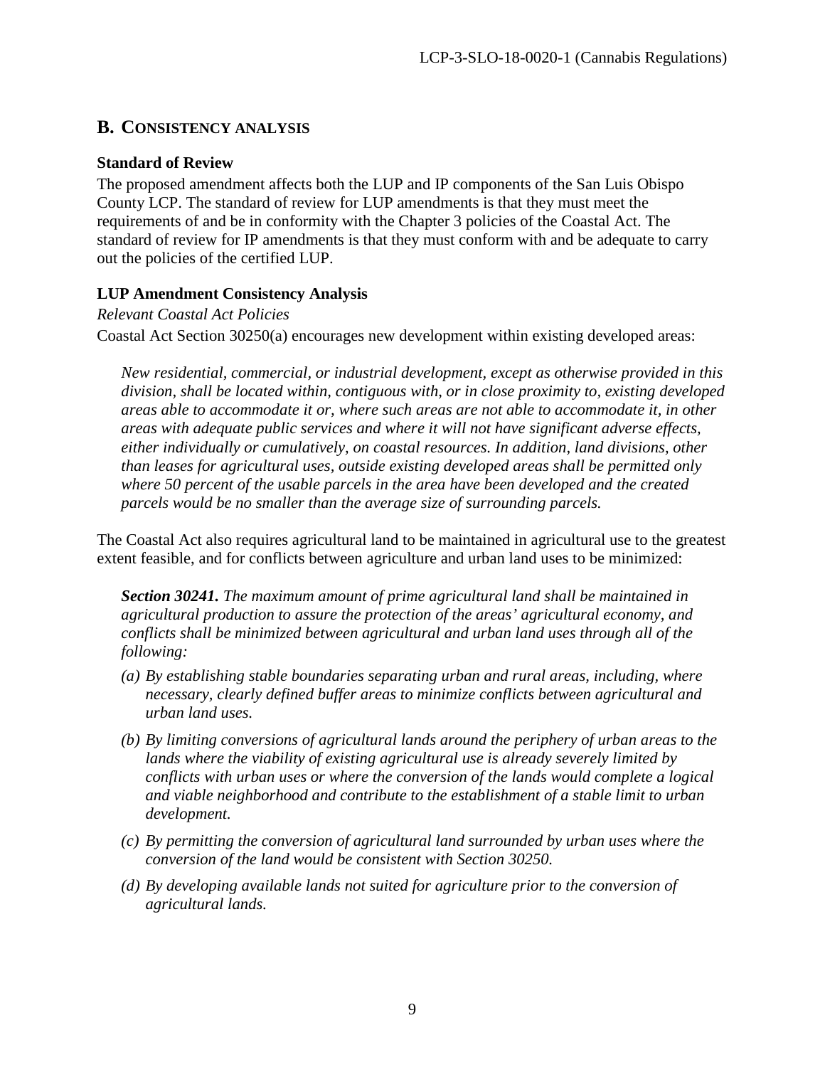## B. CONSISTENCY ANALYSIS

### Standard of Review

The proposed amendment affects both the LUP and IP components of the San Luis Obispo County LCP. The standard of review for LUP amendments is that they must meet the requirements of and be in conformity with the Chapter 3 policies of the Coastal Act. The standard of review for IP amendments is that they must conform with and be adequate to carry out the policies of the certified LUP.

### LUP Amendment Consistency Analysis

*Relevant Coastal Act Policies*

Coastal Act Section 30250(a) encourages new development within existing developed areas:

> *New residential, commercial, or industrial development, except as otherwise provided in this division, shall be located within, contiguous with, or in close proximity to, existing developed areas able to accommodate it or, where such areas are not able to accommodate it, in other areas with adequate public services and where it will not have significant adverse effects, either individually or cumulatively, on coastal resources. In addition, land divisions, other than leases for agricultural uses, outside existing developed areas shall be permitted only where 50 percent of the usable parcels in the area have been developed and the created parcels would be no smaller than the average size of surrounding parcels.*

The Coastal Act also requires agricultural land to be maintained in agricultural use to the greatest extent feasible, and for conflicts between agriculture and urban land uses to be minimized:

> ***Section 30241.*** *The maximum amount of prime agricultural land shall be maintained in agricultural production to assure the protection of the areas' agricultural economy, and conflicts shall be minimized between agricultural and urban land uses through all of the following:*
>
> *(a) By establishing stable boundaries separating urban and rural areas, including, where necessary, clearly defined buffer areas to minimize conflicts between agricultural and urban land uses.*
>
> *(b) By limiting conversions of agricultural lands around the periphery of urban areas to the lands where the viability of existing agricultural use is already severely limited by conflicts with urban uses or where the conversion of the lands would complete a logical and viable neighborhood and contribute to the establishment of a stable limit to urban development.*
>
> *(c) By permitting the conversion of agricultural land surrounded by urban uses where the conversion of the land would be consistent with Section 30250.*
>
> *(d) By developing available lands not suited for agriculture prior to the conversion of agricultural lands.*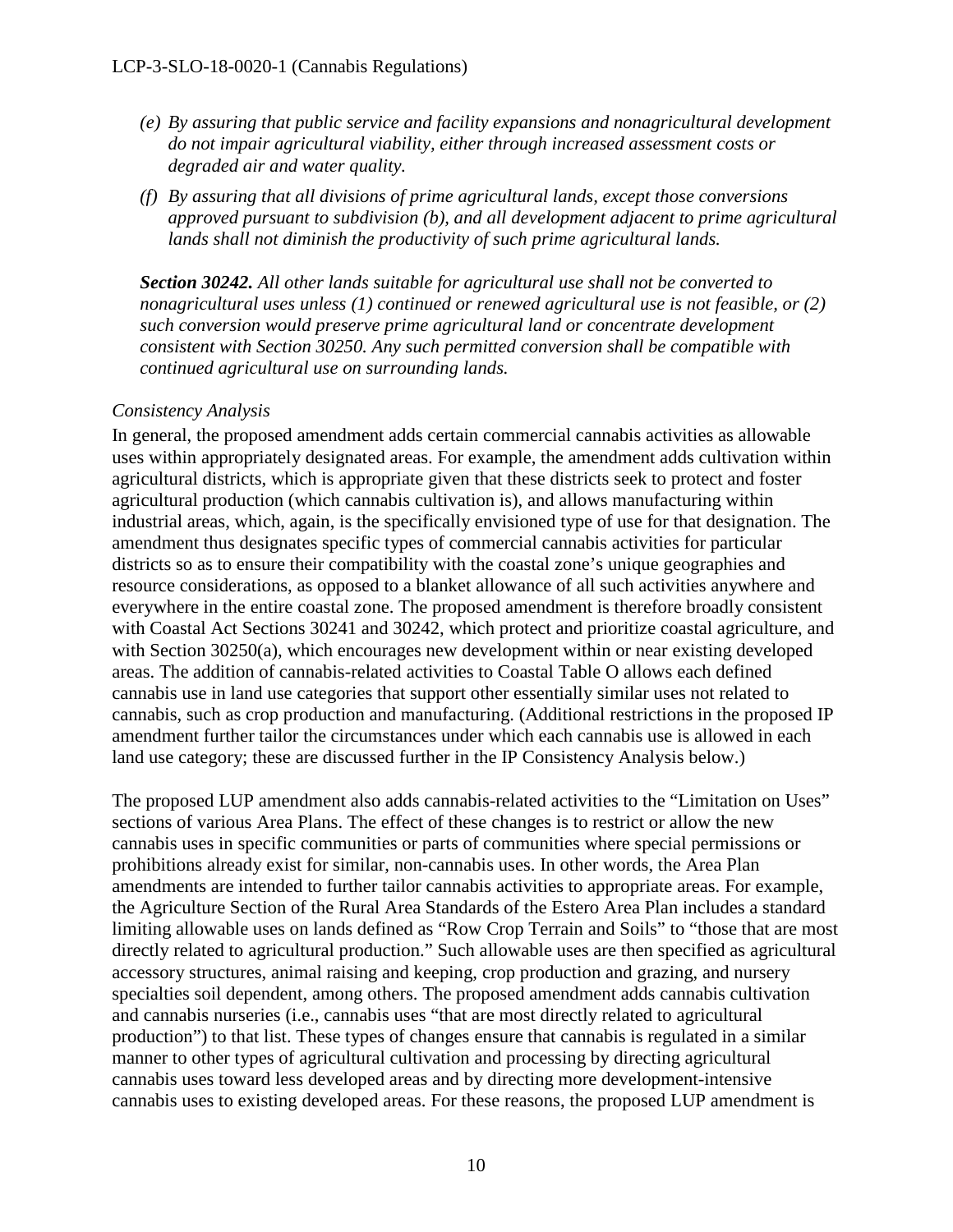*(e) By assuring that public service and facility expansions and nonagricultural development do not impair agricultural viability, either through increased assessment costs or degraded air and water quality.*

*(f) By assuring that all divisions of prime agricultural lands, except those conversions approved pursuant to subdivision (b), and all development adjacent to prime agricultural lands shall not diminish the productivity of such prime agricultural lands.*

***Section 30242.*** *All other lands suitable for agricultural use shall not be converted to nonagricultural uses unless (1) continued or renewed agricultural use is not feasible, or (2) such conversion would preserve prime agricultural land or concentrate development consistent with Section 30250. Any such permitted conversion shall be compatible with continued agricultural use on surrounding lands.*

*Consistency Analysis*

In general, the proposed amendment adds certain commercial cannabis activities as allowable uses within appropriately designated areas. For example, the amendment adds cultivation within agricultural districts, which is appropriate given that these districts seek to protect and foster agricultural production (which cannabis cultivation is), and allows manufacturing within industrial areas, which, again, is the specifically envisioned type of use for that designation. The amendment thus designates specific types of commercial cannabis activities for particular districts so as to ensure their compatibility with the coastal zone's unique geographies and resource considerations, as opposed to a blanket allowance of all such activities anywhere and everywhere in the entire coastal zone. The proposed amendment is therefore broadly consistent with Coastal Act Sections 30241 and 30242, which protect and prioritize coastal agriculture, and with Section 30250(a), which encourages new development within or near existing developed areas. The addition of cannabis-related activities to Coastal Table O allows each defined cannabis use in land use categories that support other essentially similar uses not related to cannabis, such as crop production and manufacturing. (Additional restrictions in the proposed IP amendment further tailor the circumstances under which each cannabis use is allowed in each land use category; these are discussed further in the IP Consistency Analysis below.)

The proposed LUP amendment also adds cannabis-related activities to the "Limitation on Uses" sections of various Area Plans. The effect of these changes is to restrict or allow the new cannabis uses in specific communities or parts of communities where special permissions or prohibitions already exist for similar, non-cannabis uses. In other words, the Area Plan amendments are intended to further tailor cannabis activities to appropriate areas. For example, the Agriculture Section of the Rural Area Standards of the Estero Area Plan includes a standard limiting allowable uses on lands defined as "Row Crop Terrain and Soils" to "those that are most directly related to agricultural production." Such allowable uses are then specified as agricultural accessory structures, animal raising and keeping, crop production and grazing, and nursery specialties soil dependent, among others. The proposed amendment adds cannabis cultivation and cannabis nurseries (i.e., cannabis uses "that are most directly related to agricultural production") to that list. These types of changes ensure that cannabis is regulated in a similar manner to other types of agricultural cultivation and processing by directing agricultural cannabis uses toward less developed areas and by directing more development-intensive cannabis uses to existing developed areas. For these reasons, the proposed LUP amendment is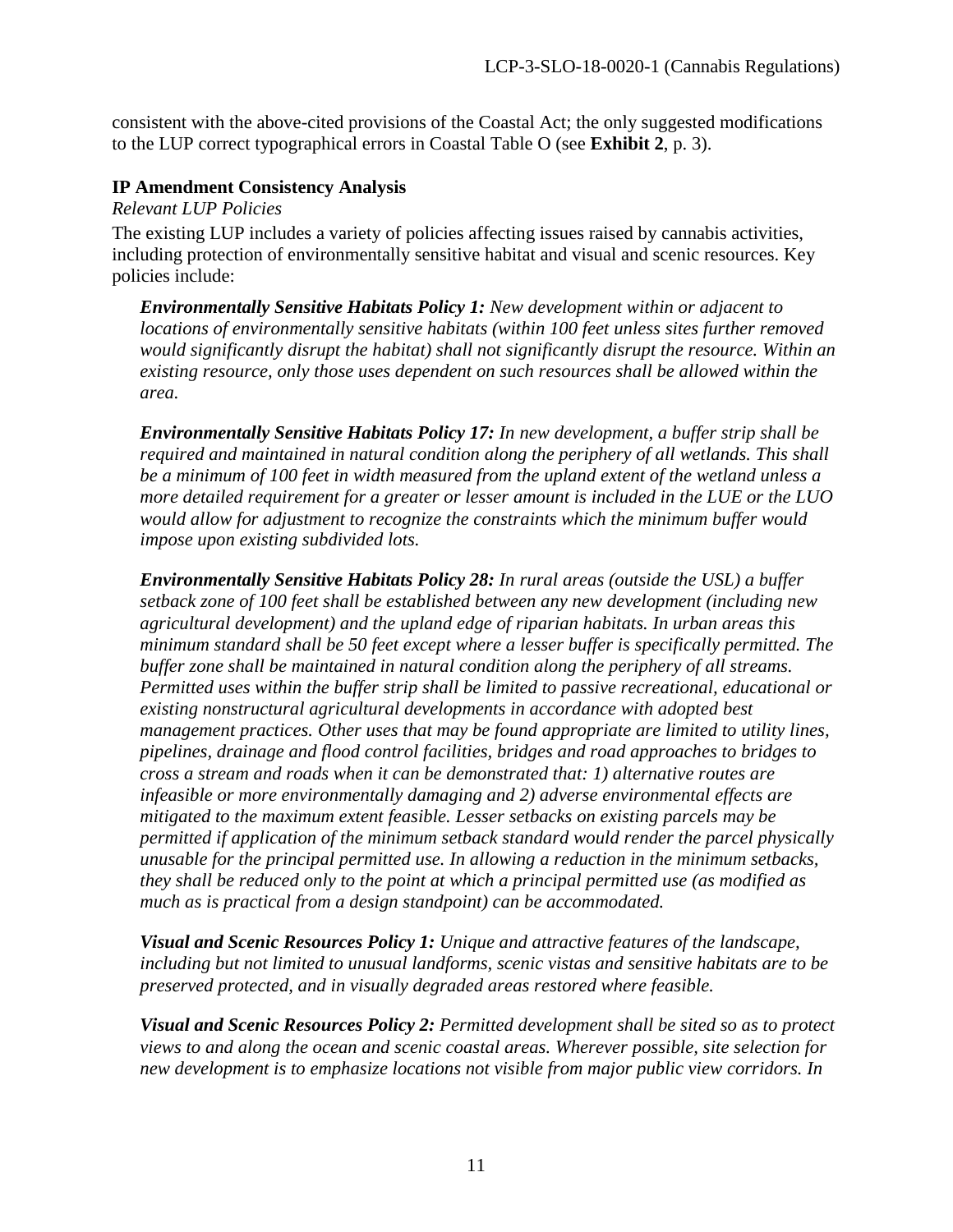consistent with the above-cited provisions of the Coastal Act; the only suggested modifications to the LUP correct typographical errors in Coastal Table O (see **Exhibit 2**, p. 3).

### IP Amendment Consistency Analysis

*Relevant LUP Policies*

The existing LUP includes a variety of policies affecting issues raised by cannabis activities, including protection of environmentally sensitive habitat and visual and scenic resources. Key policies include:

> ***Environmentally Sensitive Habitats Policy 1:*** *New development within or adjacent to locations of environmentally sensitive habitats (within 100 feet unless sites further removed would significantly disrupt the habitat) shall not significantly disrupt the resource. Within an existing resource, only those uses dependent on such resources shall be allowed within the area.*
>
> ***Environmentally Sensitive Habitats Policy 17:*** *In new development, a buffer strip shall be required and maintained in natural condition along the periphery of all wetlands. This shall be a minimum of 100 feet in width measured from the upland extent of the wetland unless a more detailed requirement for a greater or lesser amount is included in the LUE or the LUO would allow for adjustment to recognize the constraints which the minimum buffer would impose upon existing subdivided lots.*
>
> ***Environmentally Sensitive Habitats Policy 28:*** *In rural areas (outside the USL) a buffer setback zone of 100 feet shall be established between any new development (including new agricultural development) and the upland edge of riparian habitats. In urban areas this minimum standard shall be 50 feet except where a lesser buffer is specifically permitted. The buffer zone shall be maintained in natural condition along the periphery of all streams. Permitted uses within the buffer strip shall be limited to passive recreational, educational or existing nonstructural agricultural developments in accordance with adopted best management practices. Other uses that may be found appropriate are limited to utility lines, pipelines, drainage and flood control facilities, bridges and road approaches to bridges to cross a stream and roads when it can be demonstrated that: 1) alternative routes are infeasible or more environmentally damaging and 2) adverse environmental effects are mitigated to the maximum extent feasible. Lesser setbacks on existing parcels may be permitted if application of the minimum setback standard would render the parcel physically unusable for the principal permitted use. In allowing a reduction in the minimum setbacks, they shall be reduced only to the point at which a principal permitted use (as modified as much as is practical from a design standpoint) can be accommodated.*
>
> ***Visual and Scenic Resources Policy 1:*** *Unique and attractive features of the landscape, including but not limited to unusual landforms, scenic vistas and sensitive habitats are to be preserved protected, and in visually degraded areas restored where feasible.*
>
> ***Visual and Scenic Resources Policy 2:*** *Permitted development shall be sited so as to protect views to and along the ocean and scenic coastal areas. Wherever possible, site selection for new development is to emphasize locations not visible from major public view corridors. In*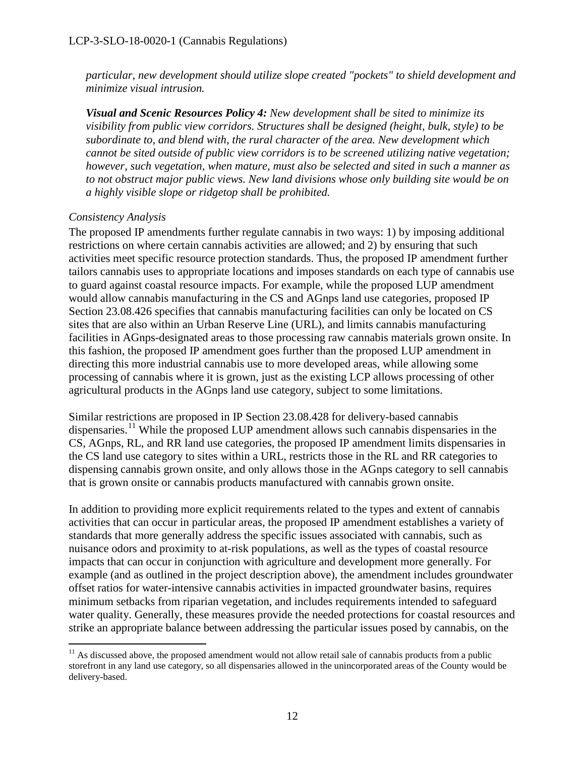*particular, new development should utilize slope created "pockets" to shield development and minimize visual intrusion.*

***Visual and Scenic Resources Policy 4:*** *New development shall be sited to minimize its visibility from public view corridors. Structures shall be designed (height, bulk, style) to be subordinate to, and blend with, the rural character of the area. New development which cannot be sited outside of public view corridors is to be screened utilizing native vegetation; however, such vegetation, when mature, must also be selected and sited in such a manner as to not obstruct major public views. New land divisions whose only building site would be on a highly visible slope or ridgetop shall be prohibited.*

*Consistency Analysis*

The proposed IP amendments further regulate cannabis in two ways: 1) by imposing additional restrictions on where certain cannabis activities are allowed; and 2) by ensuring that such activities meet specific resource protection standards. Thus, the proposed IP amendment further tailors cannabis uses to appropriate locations and imposes standards on each type of cannabis use to guard against coastal resource impacts. For example, while the proposed LUP amendment would allow cannabis manufacturing in the CS and AGnps land use categories, proposed IP Section 23.08.426 specifies that cannabis manufacturing facilities can only be located on CS sites that are also within an Urban Reserve Line (URL), and limits cannabis manufacturing facilities in AGnps-designated areas to those processing raw cannabis materials grown onsite. In this fashion, the proposed IP amendment goes further than the proposed LUP amendment in directing this more industrial cannabis use to more developed areas, while allowing some processing of cannabis where it is grown, just as the existing LCP allows processing of other agricultural products in the AGnps land use category, subject to some limitations.

Similar restrictions are proposed in IP Section 23.08.428 for delivery-based cannabis dispensaries.[11] While the proposed LUP amendment allows such cannabis dispensaries in the CS, AGnps, RL, and RR land use categories, the proposed IP amendment limits dispensaries in the CS land use category to sites within a URL, restricts those in the RL and RR categories to dispensing cannabis grown onsite, and only allows those in the AGnps category to sell cannabis that is grown onsite or cannabis products manufactured with cannabis grown onsite.

In addition to providing more explicit requirements related to the types and extent of cannabis activities that can occur in particular areas, the proposed IP amendment establishes a variety of standards that more generally address the specific issues associated with cannabis, such as nuisance odors and proximity to at-risk populations, as well as the types of coastal resource impacts that can occur in conjunction with agriculture and development more generally. For example (and as outlined in the project description above), the amendment includes groundwater offset ratios for water-intensive cannabis activities in impacted groundwater basins, requires minimum setbacks from riparian vegetation, and includes requirements intended to safeguard water quality. Generally, these measures provide the needed protections for coastal resources and strike an appropriate balance between addressing the particular issues posed by cannabis, on the

[11] As discussed above, the proposed amendment would not allow retail sale of cannabis products from a public storefront in any land use category, so all dispensaries allowed in the unincorporated areas of the County would be delivery-based.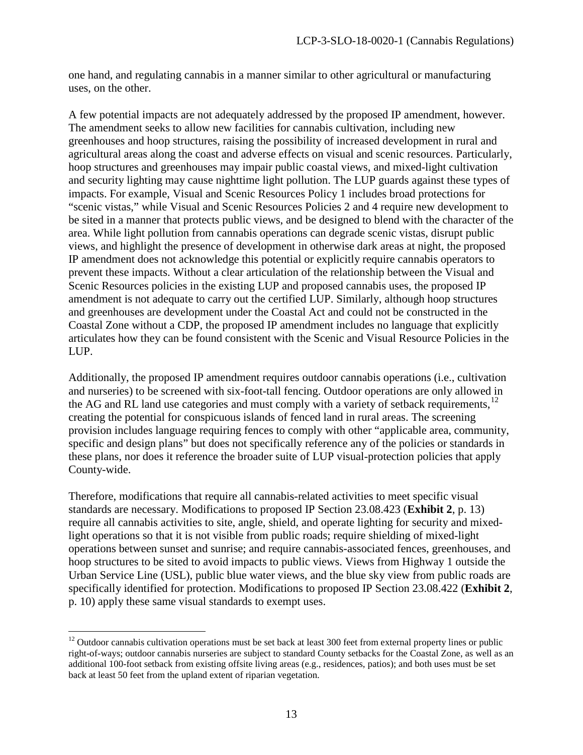one hand, and regulating cannabis in a manner similar to other agricultural or manufacturing uses, on the other.

A few potential impacts are not adequately addressed by the proposed IP amendment, however. The amendment seeks to allow new facilities for cannabis cultivation, including new greenhouses and hoop structures, raising the possibility of increased development in rural and agricultural areas along the coast and adverse effects on visual and scenic resources. Particularly, hoop structures and greenhouses may impair public coastal views, and mixed-light cultivation and security lighting may cause nighttime light pollution. The LUP guards against these types of impacts. For example, Visual and Scenic Resources Policy 1 includes broad protections for "scenic vistas," while Visual and Scenic Resources Policies 2 and 4 require new development to be sited in a manner that protects public views, and be designed to blend with the character of the area. While light pollution from cannabis operations can degrade scenic vistas, disrupt public views, and highlight the presence of development in otherwise dark areas at night, the proposed IP amendment does not acknowledge this potential or explicitly require cannabis operators to prevent these impacts. Without a clear articulation of the relationship between the Visual and Scenic Resources policies in the existing LUP and proposed cannabis uses, the proposed IP amendment is not adequate to carry out the certified LUP. Similarly, although hoop structures and greenhouses are development under the Coastal Act and could not be constructed in the Coastal Zone without a CDP, the proposed IP amendment includes no language that explicitly articulates how they can be found consistent with the Scenic and Visual Resource Policies in the LUP.

Additionally, the proposed IP amendment requires outdoor cannabis operations (i.e., cultivation and nurseries) to be screened with six-foot-tall fencing. Outdoor operations are only allowed in the AG and RL land use categories and must comply with a variety of setback requirements,[12] creating the potential for conspicuous islands of fenced land in rural areas. The screening provision includes language requiring fences to comply with other "applicable area, community, specific and design plans" but does not specifically reference any of the policies or standards in these plans, nor does it reference the broader suite of LUP visual-protection policies that apply County-wide.

Therefore, modifications that require all cannabis-related activities to meet specific visual standards are necessary. Modifications to proposed IP Section 23.08.423 (**Exhibit 2**, p. 13) require all cannabis activities to site, angle, shield, and operate lighting for security and mixed-light operations so that it is not visible from public roads; require shielding of mixed-light operations between sunset and sunrise; and require cannabis-associated fences, greenhouses, and hoop structures to be sited to avoid impacts to public views. Views from Highway 1 outside the Urban Service Line (USL), public blue water views, and the blue sky view from public roads are specifically identified for protection. Modifications to proposed IP Section 23.08.422 (**Exhibit 2**, p. 10) apply these same visual standards to exempt uses.

---

[12] Outdoor cannabis cultivation operations must be set back at least 300 feet from external property lines or public right-of-ways; outdoor cannabis nurseries are subject to standard County setbacks for the Coastal Zone, as well as an additional 100-foot setback from existing offsite living areas (e.g., residences, patios); and both uses must be set back at least 50 feet from the upland extent of riparian vegetation.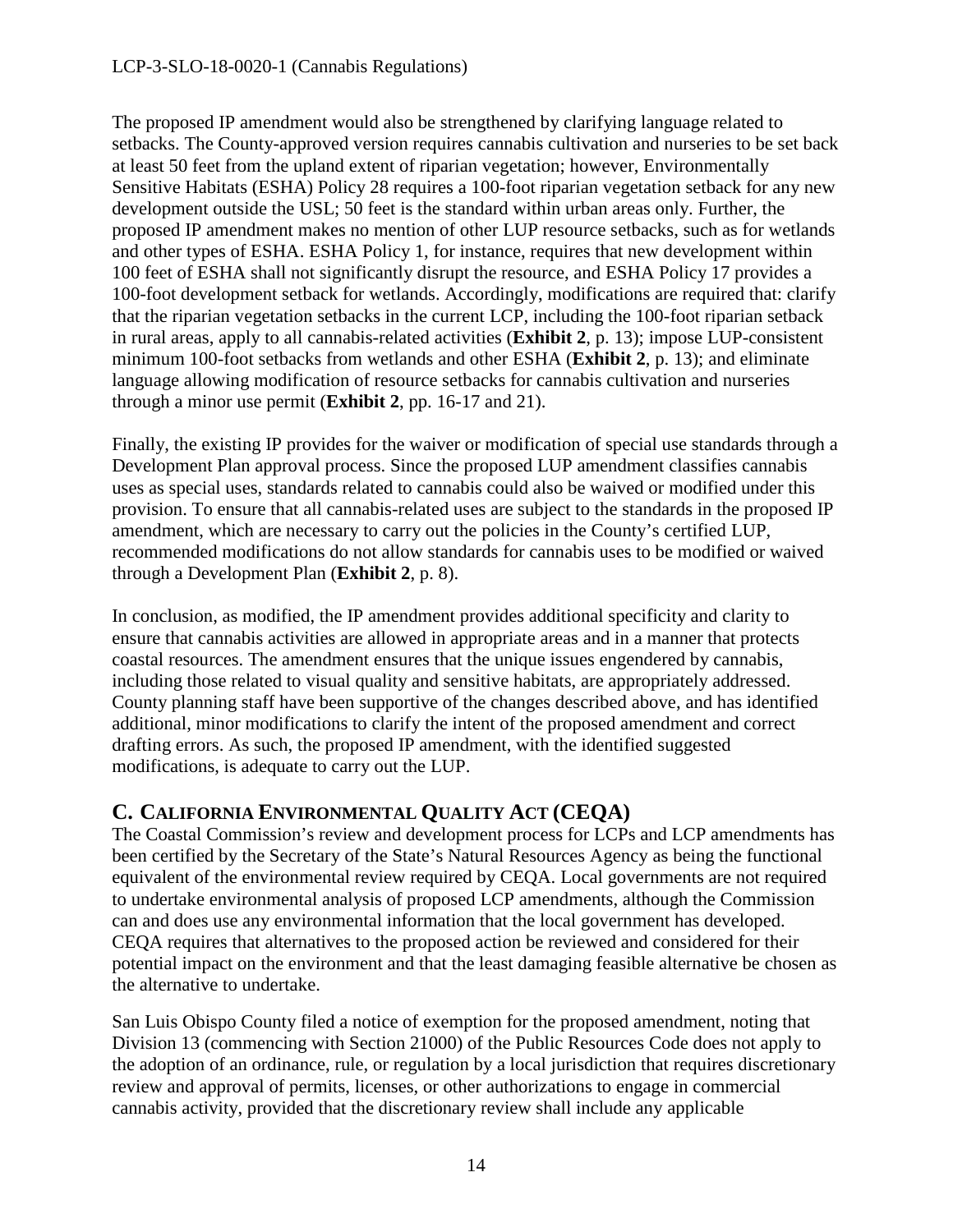The proposed IP amendment would also be strengthened by clarifying language related to setbacks. The County-approved version requires cannabis cultivation and nurseries to be set back at least 50 feet from the upland extent of riparian vegetation; however, Environmentally Sensitive Habitats (ESHA) Policy 28 requires a 100-foot riparian vegetation setback for any new development outside the USL; 50 feet is the standard within urban areas only. Further, the proposed IP amendment makes no mention of other LUP resource setbacks, such as for wetlands and other types of ESHA. ESHA Policy 1, for instance, requires that new development within 100 feet of ESHA shall not significantly disrupt the resource, and ESHA Policy 17 provides a 100-foot development setback for wetlands. Accordingly, modifications are required that: clarify that the riparian vegetation setbacks in the current LCP, including the 100-foot riparian setback in rural areas, apply to all cannabis-related activities (**Exhibit 2**, p. 13); impose LUP-consistent minimum 100-foot setbacks from wetlands and other ESHA (**Exhibit 2**, p. 13); and eliminate language allowing modification of resource setbacks for cannabis cultivation and nurseries through a minor use permit (**Exhibit 2**, pp. 16-17 and 21).

Finally, the existing IP provides for the waiver or modification of special use standards through a Development Plan approval process. Since the proposed LUP amendment classifies cannabis uses as special uses, standards related to cannabis could also be waived or modified under this provision. To ensure that all cannabis-related uses are subject to the standards in the proposed IP amendment, which are necessary to carry out the policies in the County's certified LUP, recommended modifications do not allow standards for cannabis uses to be modified or waived through a Development Plan (**Exhibit 2**, p. 8).

In conclusion, as modified, the IP amendment provides additional specificity and clarity to ensure that cannabis activities are allowed in appropriate areas and in a manner that protects coastal resources. The amendment ensures that the unique issues engendered by cannabis, including those related to visual quality and sensitive habitats, are appropriately addressed. County planning staff have been supportive of the changes described above, and has identified additional, minor modifications to clarify the intent of the proposed amendment and correct drafting errors. As such, the proposed IP amendment, with the identified suggested modifications, is adequate to carry out the LUP.

## C. California Environmental Quality Act (CEQA)

The Coastal Commission's review and development process for LCPs and LCP amendments has been certified by the Secretary of the State's Natural Resources Agency as being the functional equivalent of the environmental review required by CEQA. Local governments are not required to undertake environmental analysis of proposed LCP amendments, although the Commission can and does use any environmental information that the local government has developed. CEQA requires that alternatives to the proposed action be reviewed and considered for their potential impact on the environment and that the least damaging feasible alternative be chosen as the alternative to undertake.

San Luis Obispo County filed a notice of exemption for the proposed amendment, noting that Division 13 (commencing with Section 21000) of the Public Resources Code does not apply to the adoption of an ordinance, rule, or regulation by a local jurisdiction that requires discretionary review and approval of permits, licenses, or other authorizations to engage in commercial cannabis activity, provided that the discretionary review shall include any applicable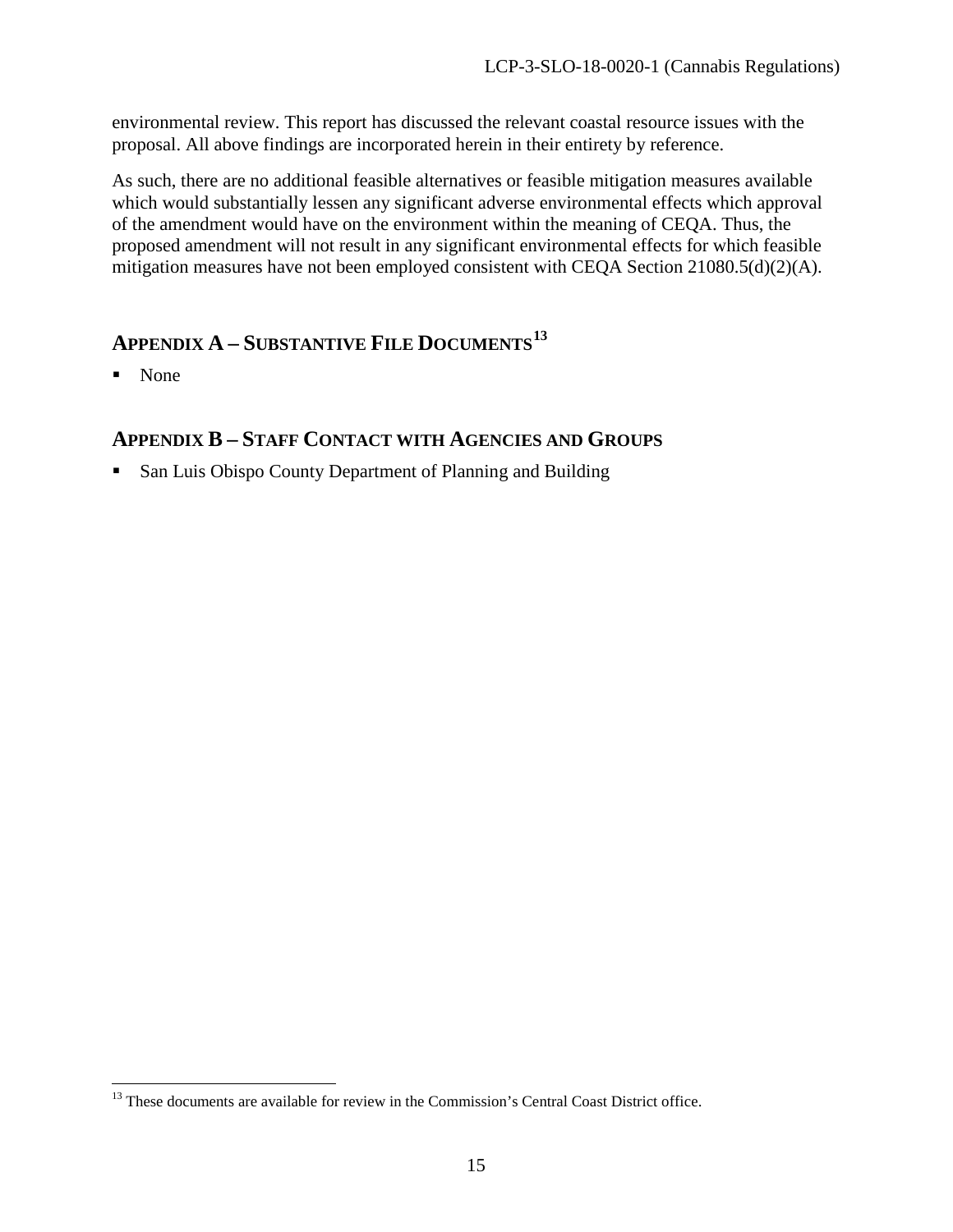environmental review. This report has discussed the relevant coastal resource issues with the proposal. All above findings are incorporated herein in their entirety by reference.

As such, there are no additional feasible alternatives or feasible mitigation measures available which would substantially lessen any significant adverse environmental effects which approval of the amendment would have on the environment within the meaning of CEQA. Thus, the proposed amendment will not result in any significant environmental effects for which feasible mitigation measures have not been employed consistent with CEQA Section 21080.5(d)(2)(A).

## APPENDIX A – SUBSTANTIVE FILE DOCUMENTS[13]

- None

## APPENDIX B – STAFF CONTACT WITH AGENCIES AND GROUPS

- San Luis Obispo County Department of Planning and Building

[13] These documents are available for review in the Commission's Central Coast District office.